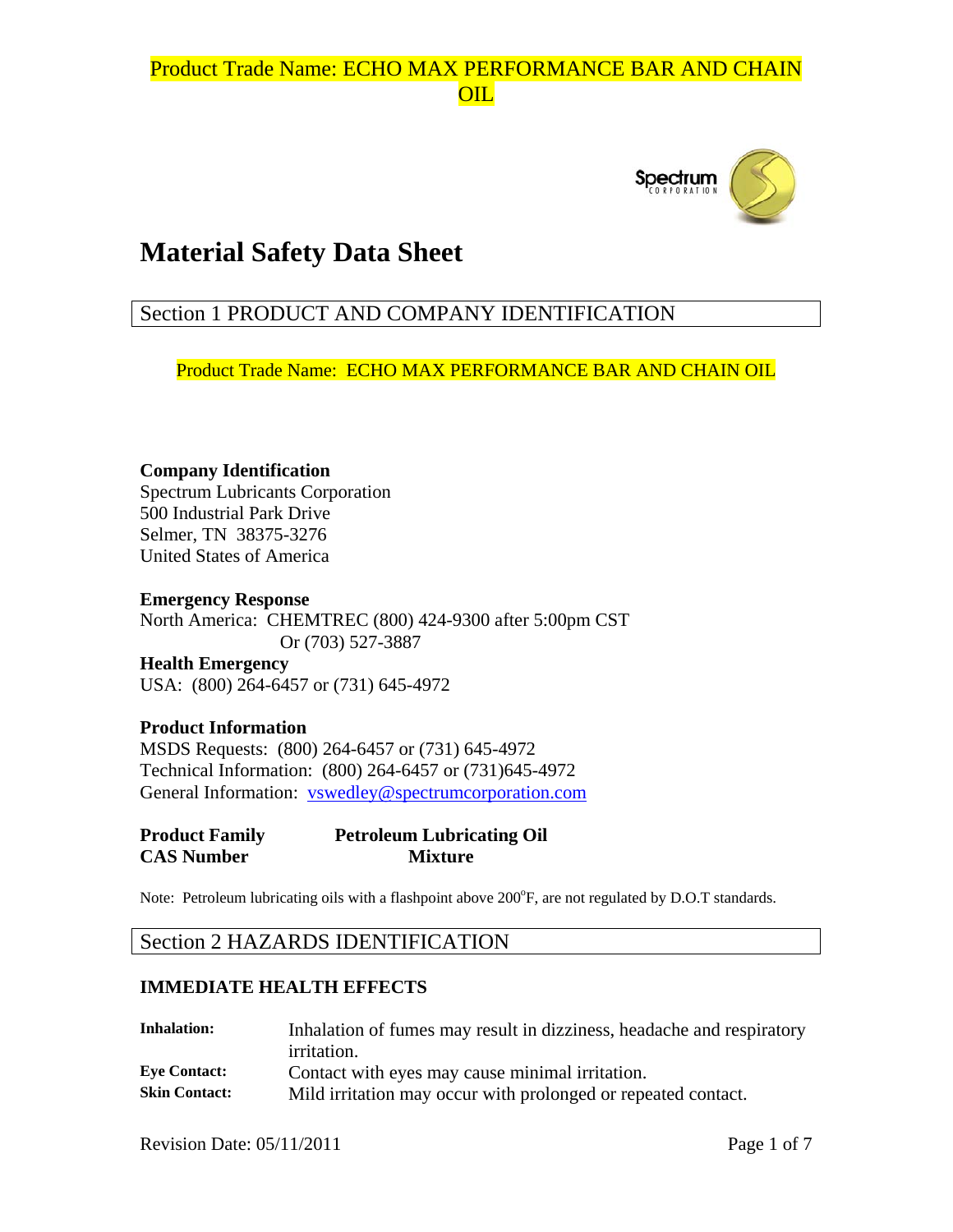Product Trade Name: ECHO MAX PERFORMANCE BAR AND CHAIN OIL

# Material Safety Data Sheet

## Section 1 PRODUCT AND COMPANY IDENTIFICATION

Product Trade Name: ECHO MAX PERFORMANCE BAR AND CHAIN OIL

**Company Identification**
Spectrum Lubricants Corporation
500 Industrial Park Drive
Selmer, TN 38375-3276
United States of America

**Emergency Response**
North America: CHEMTREC (800) 424-9300 after 5:00pm CST
Or (703) 527-3887

**Health Emergency**
USA: (800) 264-6457 or (731) 645-4972

**Product Information**
MSDS Requests: (800) 264-6457 or (731) 645-4972
Technical Information: (800) 264-6457 or (731)645-4972
General Information: vswedley@spectrumcorporation.com

| | |
|---|---|
| **Product Family** | **Petroleum Lubricating Oil** |
| **CAS Number** | **Mixture** |

Note: Petroleum lubricating oils with a flashpoint above 200°F, are not regulated by D.O.T standards.

## Section 2 HAZARDS IDENTIFICATION

### IMMEDIATE HEALTH EFFECTS

| | |
|---|---|
| **Inhalation:** | Inhalation of fumes may result in dizziness, headache and respiratory irritation. |
| **Eye Contact:** | Contact with eyes may cause minimal irritation. |
| **Skin Contact:** | Mild irritation may occur with prolonged or repeated contact. |

Revision Date: 05/11/2011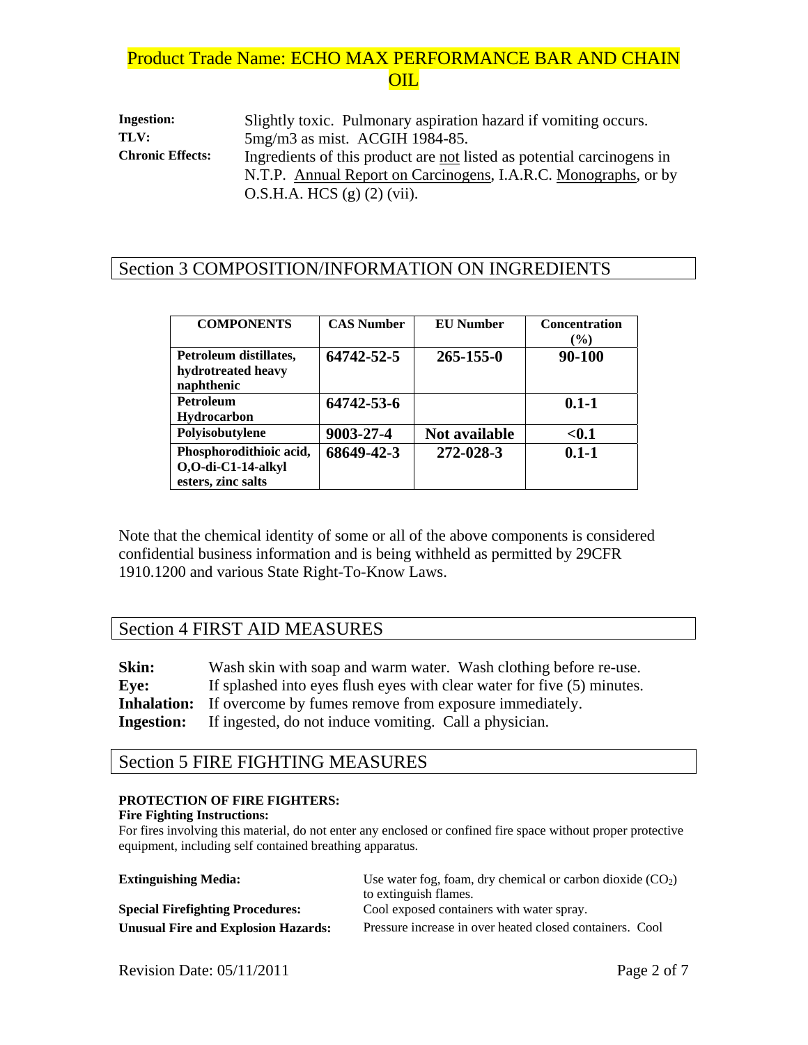Product Trade Name: ECHO MAX PERFORMANCE BAR AND CHAIN OIL

**Ingestion:** Slightly toxic. Pulmonary aspiration hazard if vomiting occurs.
**TLV:** 5mg/m3 as mist. ACGIH 1984-85.
**Chronic Effects:** Ingredients of this product are not listed as potential carcinogens in N.T.P. Annual Report on Carcinogens, I.A.R.C. Monographs, or by O.S.H.A. HCS (g) (2) (vii).

## Section 3 COMPOSITION/INFORMATION ON INGREDIENTS

| COMPONENTS | CAS Number | EU Number | Concentration (%) |
|---|---|---|---|
| Petroleum distillates, hydrotreated heavy naphthenic | 64742-52-5 | 265-155-0 | 90-100 |
| Petroleum Hydrocarbon | 64742-53-6 | | 0.1-1 |
| Polyisobutylene | 9003-27-4 | Not available | <0.1 |
| Phosphorodithioic acid, O,O-di-C1-14-alkyl esters, zinc salts | 68649-42-3 | 272-028-3 | 0.1-1 |

Note that the chemical identity of some or all of the above components is considered confidential business information and is being withheld as permitted by 29CFR 1910.1200 and various State Right-To-Know Laws.

## Section 4 FIRST AID MEASURES

**Skin:** Wash skin with soap and warm water. Wash clothing before re-use.
**Eye:** If splashed into eyes flush eyes with clear water for five (5) minutes.
**Inhalation:** If overcome by fumes remove from exposure immediately.
**Ingestion:** If ingested, do not induce vomiting. Call a physician.

## Section 5 FIRE FIGHTING MEASURES

**PROTECTION OF FIRE FIGHTERS:**

**Fire Fighting Instructions:**
For fires involving this material, do not enter any enclosed or confined fire space without proper protective equipment, including self contained breathing apparatus.

**Extinguishing Media:** Use water fog, foam, dry chemical or carbon dioxide ($CO_2$) to extinguish flames.
**Special Firefighting Procedures:** Cool exposed containers with water spray.
**Unusual Fire and Explosion Hazards:** Pressure increase in over heated closed containers. Cool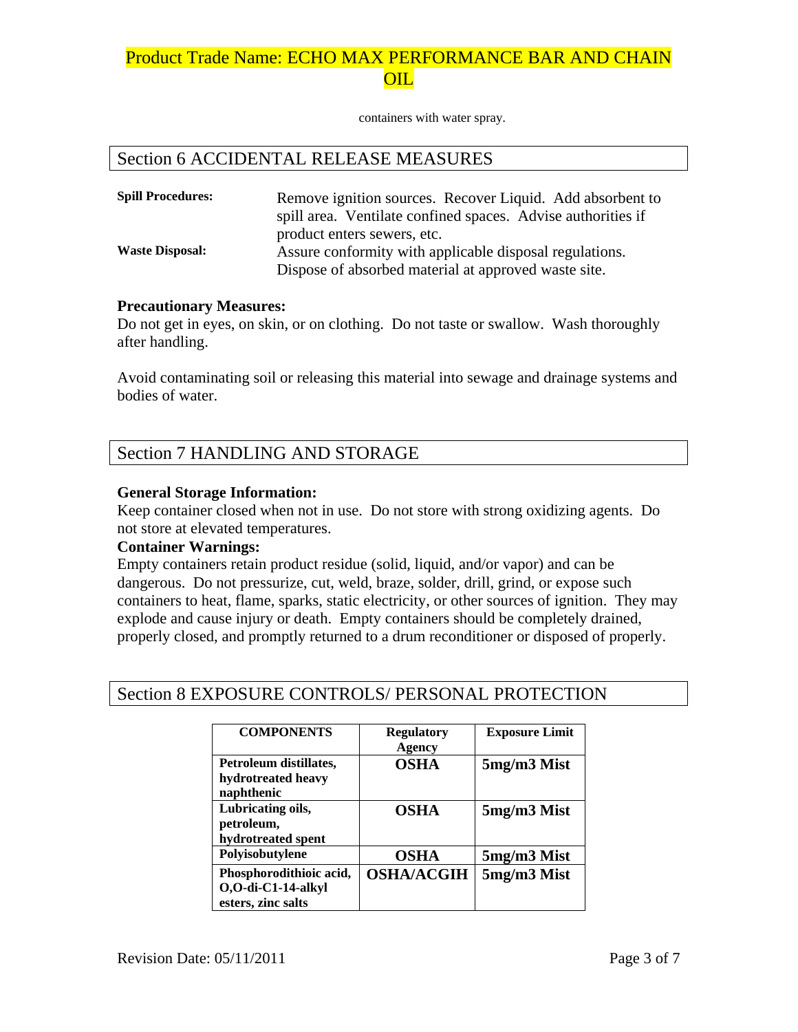containers with water spray.

## Section 6 ACCIDENTAL RELEASE MEASURES

**Spill Procedures:** Remove ignition sources. Recover Liquid. Add absorbent to spill area. Ventilate confined spaces. Advise authorities if product enters sewers, etc.

**Waste Disposal:** Assure conformity with applicable disposal regulations. Dispose of absorbed material at approved waste site.

**Precautionary Measures:**
Do not get in eyes, on skin, or on clothing. Do not taste or swallow. Wash thoroughly after handling.

Avoid contaminating soil or releasing this material into sewage and drainage systems and bodies of water.

## Section 7 HANDLING AND STORAGE

**General Storage Information:**
Keep container closed when not in use. Do not store with strong oxidizing agents. Do not store at elevated temperatures.

**Container Warnings:**
Empty containers retain product residue (solid, liquid, and/or vapor) and can be dangerous. Do not pressurize, cut, weld, braze, solder, drill, grind, or expose such containers to heat, flame, sparks, static electricity, or other sources of ignition. They may explode and cause injury or death. Empty containers should be completely drained, properly closed, and promptly returned to a drum reconditioner or disposed of properly.

## Section 8 EXPOSURE CONTROLS/ PERSONAL PROTECTION

| COMPONENTS | Regulatory Agency | Exposure Limit |
|---|---|---|
| Petroleum distillates, hydrotreated heavy naphthenic | OSHA | 5mg/m3 Mist |
| Lubricating oils, petroleum, hydrotreated spent | OSHA | 5mg/m3 Mist |
| Polyisobutylene | OSHA | 5mg/m3 Mist |
| Phosphorodithioic acid, O,O-di-C1-14-alkyl esters, zinc salts | OSHA/ACGIH | 5mg/m3 Mist |

Revision Date: 05/11/2011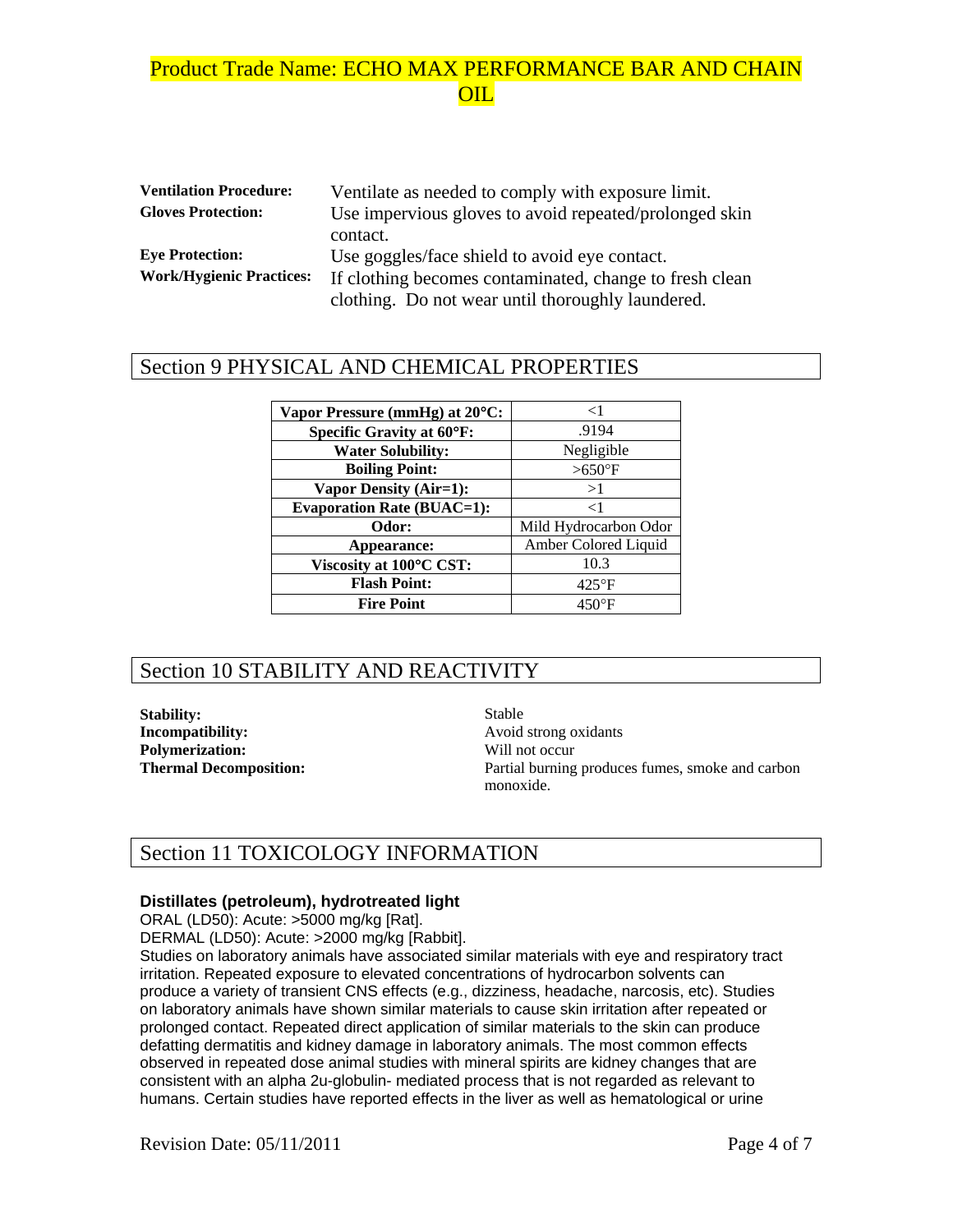| | |
|---|---|
| **Ventilation Procedure:** | Ventilate as needed to comply with exposure limit. |
| **Gloves Protection:** | Use impervious gloves to avoid repeated/prolonged skin contact. |
| **Eye Protection:** | Use goggles/face shield to avoid eye contact. |
| **Work/Hygienic Practices:** | If clothing becomes contaminated, change to fresh clean clothing. Do not wear until thoroughly laundered. |

## Section 9 PHYSICAL AND CHEMICAL PROPERTIES

| Property | Value |
|---|---|
| **Vapor Pressure (mmHg) at 20°C:** | <1 |
| **Specific Gravity at 60°F:** | .9194 |
| **Water Solubility:** | Negligible |
| **Boiling Point:** | >650°F |
| **Vapor Density (Air=1):** | >1 |
| **Evaporation Rate (BUAC=1):** | <1 |
| **Odor:** | Mild Hydrocarbon Odor |
| **Appearance:** | Amber Colored Liquid |
| **Viscosity at 100°C CST:** | 10.3 |
| **Flash Point:** | 425°F |
| **Fire Point** | 450°F |

## Section 10 STABILITY AND REACTIVITY

| | |
|---|---|
| **Stability:** | Stable |
| **Incompatibility:** | Avoid strong oxidants |
| **Polymerization:** | Will not occur |
| **Thermal Decomposition:** | Partial burning produces fumes, smoke and carbon monoxide. |

## Section 11 TOXICOLOGY INFORMATION

**Distillates (petroleum), hydrotreated light**

ORAL (LD50): Acute: >5000 mg/kg [Rat].

DERMAL (LD50): Acute: >2000 mg/kg [Rabbit].

Studies on laboratory animals have associated similar materials with eye and respiratory tract irritation. Repeated exposure to elevated concentrations of hydrocarbon solvents can produce a variety of transient CNS effects (e.g., dizziness, headache, narcosis, etc). Studies on laboratory animals have shown similar materials to cause skin irritation after repeated or prolonged contact. Repeated direct application of similar materials to the skin can produce defatting dermatitis and kidney damage in laboratory animals. The most common effects observed in repeated dose animal studies with mineral spirits are kidney changes that are consistent with an alpha 2u-globulin- mediated process that is not regarded as relevant to humans. Certain studies have reported effects in the liver as well as hematological or urine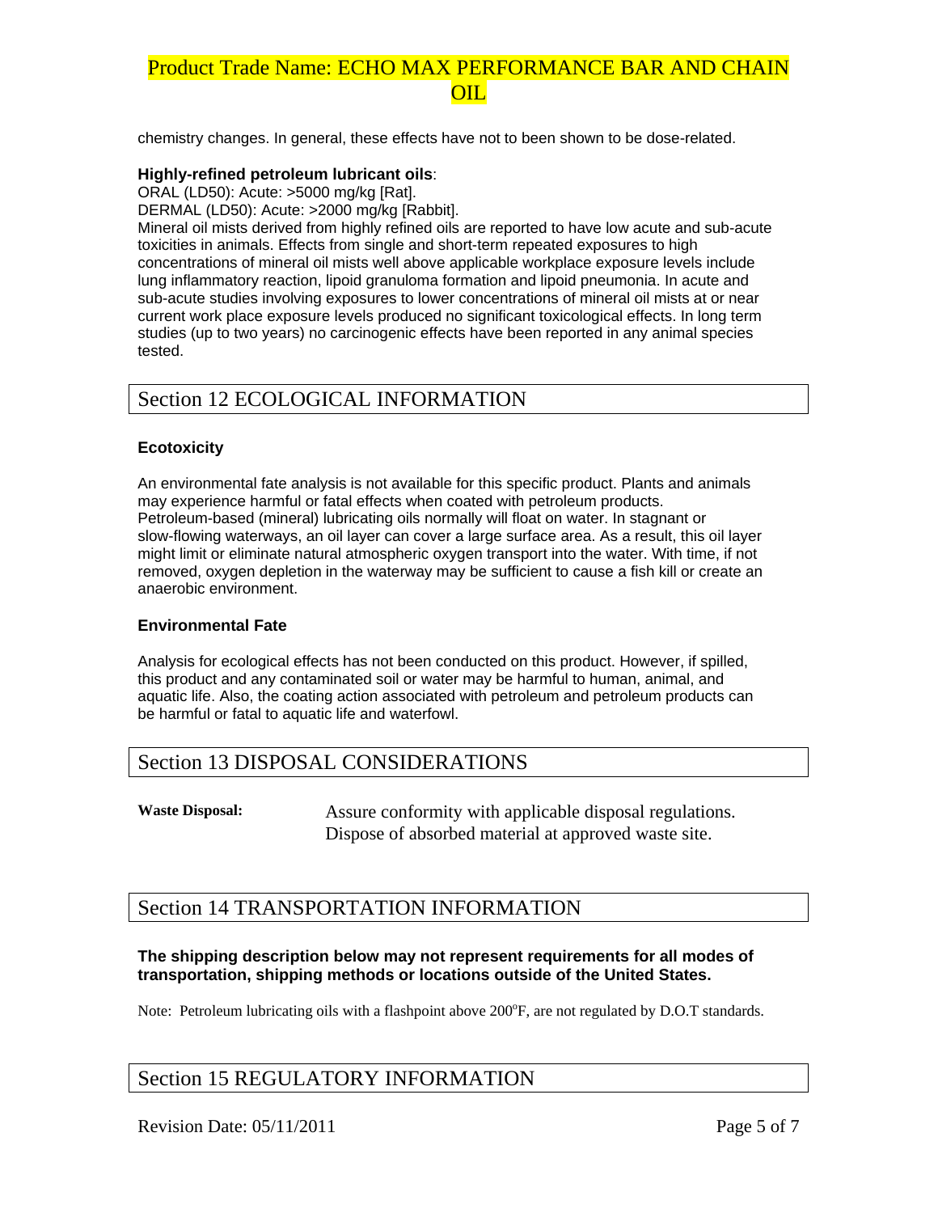chemistry changes. In general, these effects have not to been shown to be dose-related.

**Highly-refined petroleum lubricant oils**:
ORAL (LD50): Acute: >5000 mg/kg [Rat].
DERMAL (LD50): Acute: >2000 mg/kg [Rabbit].
Mineral oil mists derived from highly refined oils are reported to have low acute and sub-acute toxicities in animals. Effects from single and short-term repeated exposures to high concentrations of mineral oil mists well above applicable workplace exposure levels include lung inflammatory reaction, lipoid granuloma formation and lipoid pneumonia. In acute and sub-acute studies involving exposures to lower concentrations of mineral oil mists at or near current work place exposure levels produced no significant toxicological effects. In long term studies (up to two years) no carcinogenic effects have been reported in any animal species tested.

## Section 12 ECOLOGICAL INFORMATION

### Ecotoxicity

An environmental fate analysis is not available for this specific product. Plants and animals may experience harmful or fatal effects when coated with petroleum products. Petroleum-based (mineral) lubricating oils normally will float on water. In stagnant or slow-flowing waterways, an oil layer can cover a large surface area. As a result, this oil layer might limit or eliminate natural atmospheric oxygen transport into the water. With time, if not removed, oxygen depletion in the waterway may be sufficient to cause a fish kill or create an anaerobic environment.

### Environmental Fate

Analysis for ecological effects has not been conducted on this product. However, if spilled, this product and any contaminated soil or water may be harmful to human, animal, and aquatic life. Also, the coating action associated with petroleum and petroleum products can be harmful or fatal to aquatic life and waterfowl.

## Section 13 DISPOSAL CONSIDERATIONS

**Waste Disposal:** Assure conformity with applicable disposal regulations. Dispose of absorbed material at approved waste site.

## Section 14 TRANSPORTATION INFORMATION

**The shipping description below may not represent requirements for all modes of transportation, shipping methods or locations outside of the United States.**

Note: Petroleum lubricating oils with a flashpoint above 200°F, are not regulated by D.O.T standards.

## Section 15 REGULATORY INFORMATION

Revision Date: 05/11/2011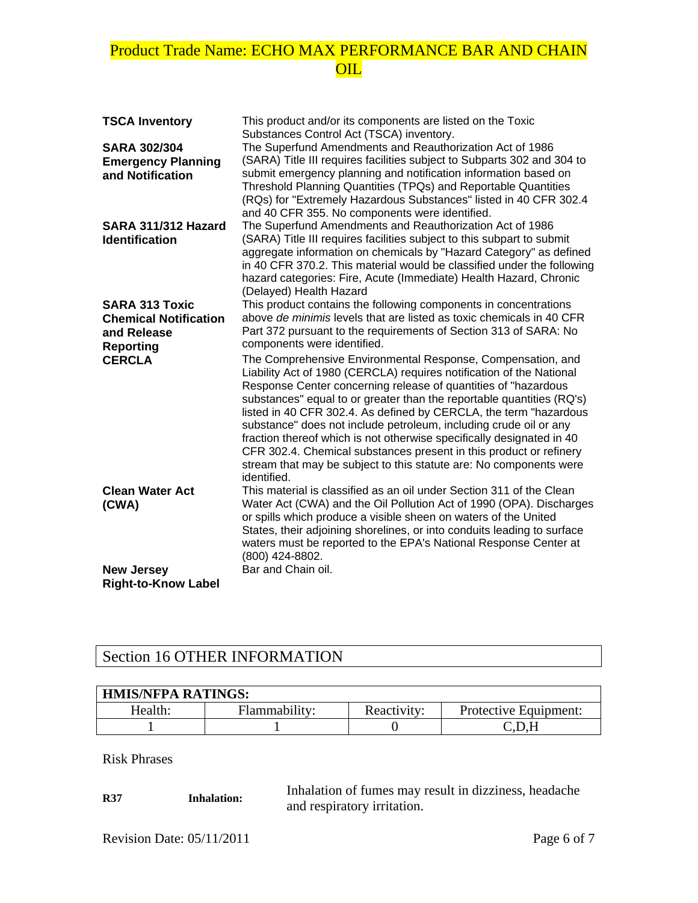**TSCA Inventory** This product and/or its components are listed on the Toxic Substances Control Act (TSCA) inventory.

**SARA 302/304 Emergency Planning and Notification** The Superfund Amendments and Reauthorization Act of 1986 (SARA) Title III requires facilities subject to Subparts 302 and 304 to submit emergency planning and notification information based on Threshold Planning Quantities (TPQs) and Reportable Quantities (RQs) for "Extremely Hazardous Substances" listed in 40 CFR 302.4 and 40 CFR 355. No components were identified.

**SARA 311/312 Hazard Identification** The Superfund Amendments and Reauthorization Act of 1986 (SARA) Title III requires facilities subject to this subpart to submit aggregate information on chemicals by "Hazard Category" as defined in 40 CFR 370.2. This material would be classified under the following hazard categories: Fire, Acute (Immediate) Health Hazard, Chronic (Delayed) Health Hazard

**SARA 313 Toxic Chemical Notification and Release Reporting** This product contains the following components in concentrations above *de minimis* levels that are listed as toxic chemicals in 40 CFR Part 372 pursuant to the requirements of Section 313 of SARA: No components were identified.

**CERCLA** The Comprehensive Environmental Response, Compensation, and Liability Act of 1980 (CERCLA) requires notification of the National Response Center concerning release of quantities of "hazardous substances" equal to or greater than the reportable quantities (RQ's) listed in 40 CFR 302.4. As defined by CERCLA, the term "hazardous substance" does not include petroleum, including crude oil or any fraction thereof which is not otherwise specifically designated in 40 CFR 302.4. Chemical substances present in this product or refinery stream that may be subject to this statute are: No components were identified.

**Clean Water Act (CWA)** This material is classified as an oil under Section 311 of the Clean Water Act (CWA) and the Oil Pollution Act of 1990 (OPA). Discharges or spills which produce a visible sheen on waters of the United States, their adjoining shorelines, or into conduits leading to surface waters must be reported to the EPA's National Response Center at (800) 424-8802.

**New Jersey Right-to-Know Label** Bar and Chain oil.

## Section 16 OTHER INFORMATION

| **HMIS/NFPA RATINGS:** | | | |
|---|---|---|---|
| Health: | Flammability: | Reactivity: | Protective Equipment: |
| 1 | 1 | 0 | C,D,H |

Risk Phrases

**R37** **Inhalation:** Inhalation of fumes may result in dizziness, headache and respiratory irritation.

Revision Date: 05/11/2011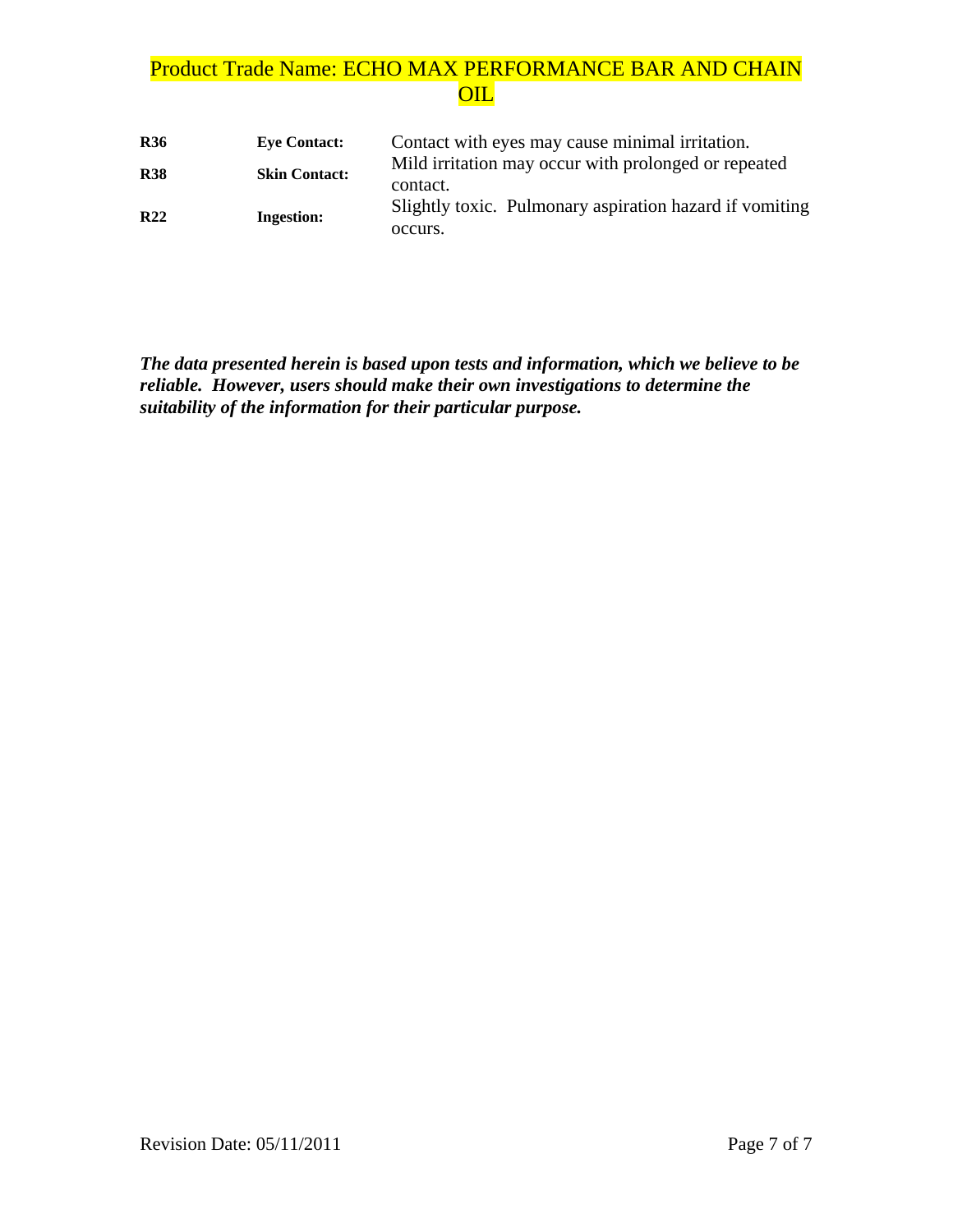| | | |
|---|---|---|
| **R36** | **Eye Contact:** | Contact with eyes may cause minimal irritation. |
| **R38** | **Skin Contact:** | Mild irritation may occur with prolonged or repeated contact. |
| **R22** | **Ingestion:** | Slightly toxic. Pulmonary aspiration hazard if vomiting occurs. |

***The data presented herein is based upon tests and information, which we believe to be reliable. However, users should make their own investigations to determine the suitability of the information for their particular purpose.***